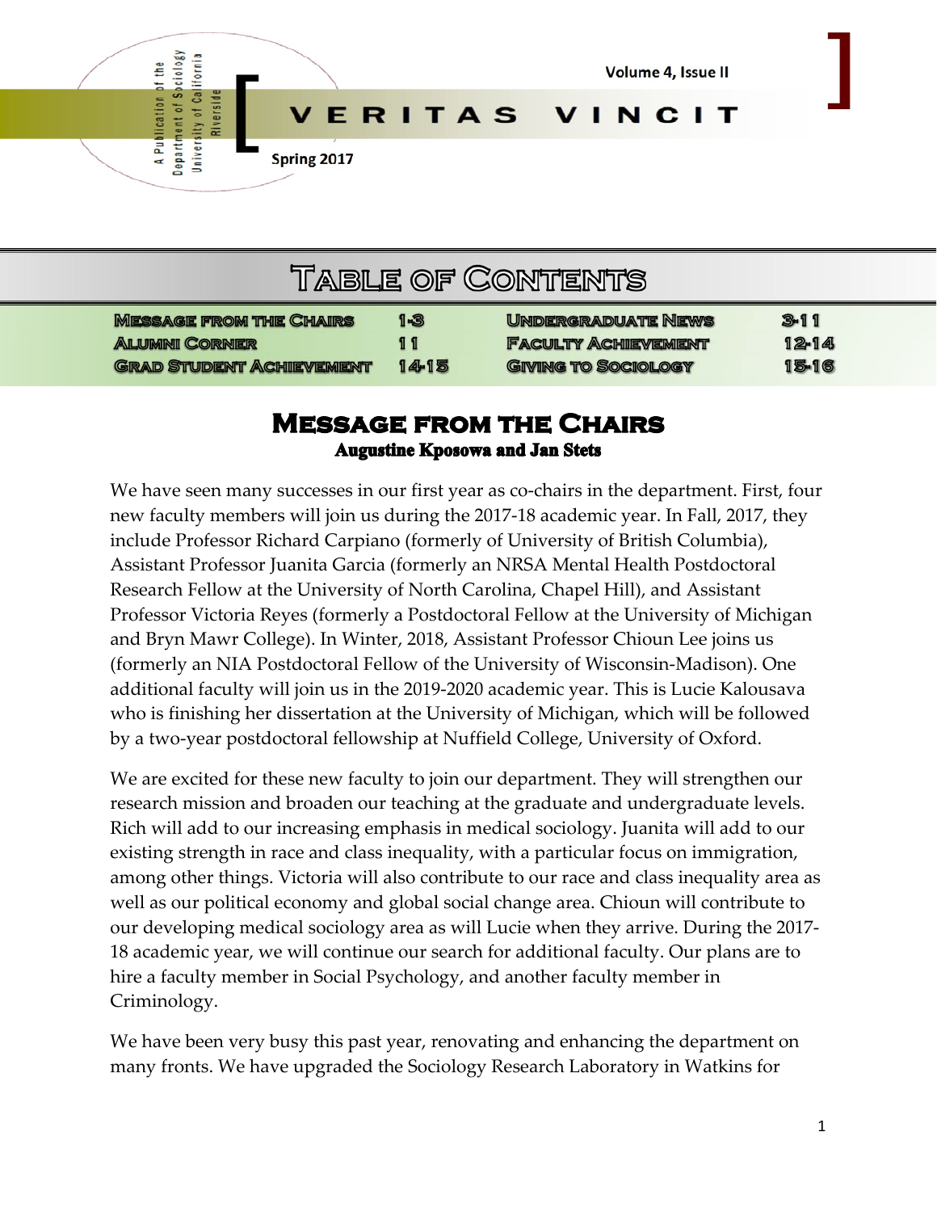A Publication of the Department of Sociology University of California Riverside

Volume 4, Issue II

# [ VERITAS VINCIT ]

Spring 2017

## Table of Contents

| | | | |
|---|---|---|---|
| Message from the Chairs | 1-3 | Undergraduate News | 3-11 |
| Alumni Corner | 11 | Faculty Achievement | 12-14 |
| Grad Student Achievement | 14-15 | Giving to Sociology | 15-16 |

## Message from the Chairs

**Augustine Kposowa and Jan Stets**

We have seen many successes in our first year as co-chairs in the department. First, four new faculty members will join us during the 2017-18 academic year. In Fall, 2017, they include Professor Richard Carpiano (formerly of University of British Columbia), Assistant Professor Juanita Garcia (formerly an NRSA Mental Health Postdoctoral Research Fellow at the University of North Carolina, Chapel Hill), and Assistant Professor Victoria Reyes (formerly a Postdoctoral Fellow at the University of Michigan and Bryn Mawr College). In Winter, 2018, Assistant Professor Chioun Lee joins us (formerly an NIA Postdoctoral Fellow of the University of Wisconsin-Madison). One additional faculty will join us in the 2019-2020 academic year. This is Lucie Kalousava who is finishing her dissertation at the University of Michigan, which will be followed by a two-year postdoctoral fellowship at Nuffield College, University of Oxford.

We are excited for these new faculty to join our department. They will strengthen our research mission and broaden our teaching at the graduate and undergraduate levels. Rich will add to our increasing emphasis in medical sociology. Juanita will add to our existing strength in race and class inequality, with a particular focus on immigration, among other things. Victoria will also contribute to our race and class inequality area as well as our political economy and global social change area. Chioun will contribute to our developing medical sociology area as will Lucie when they arrive. During the 2017-18 academic year, we will continue our search for additional faculty. Our plans are to hire a faculty member in Social Psychology, and another faculty member in Criminology.

We have been very busy this past year, renovating and enhancing the department on many fronts. We have upgraded the Sociology Research Laboratory in Watkins for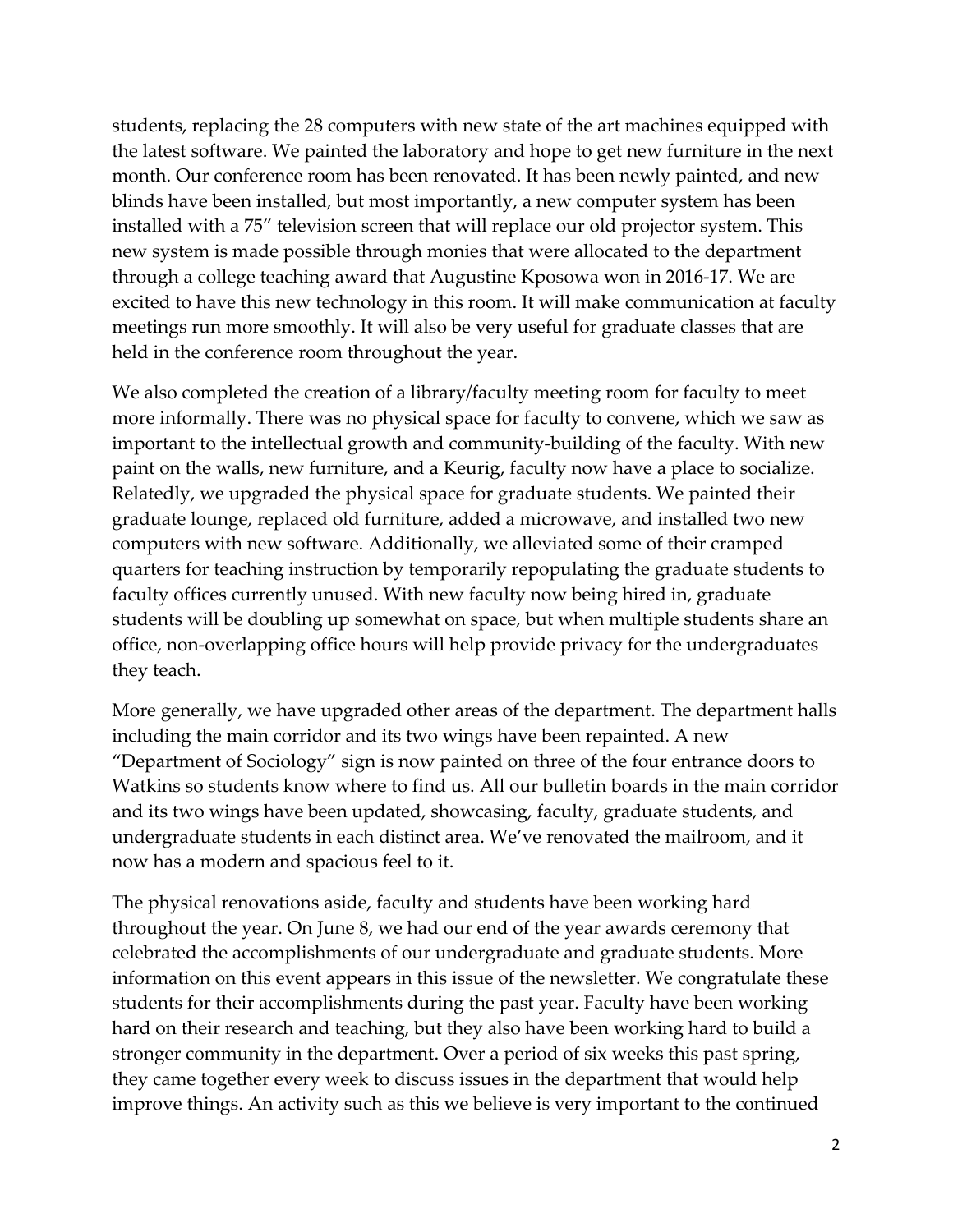students, replacing the 28 computers with new state of the art machines equipped with the latest software. We painted the laboratory and hope to get new furniture in the next month. Our conference room has been renovated. It has been newly painted, and new blinds have been installed, but most importantly, a new computer system has been installed with a 75" television screen that will replace our old projector system. This new system is made possible through monies that were allocated to the department through a college teaching award that Augustine Kposowa won in 2016-17. We are excited to have this new technology in this room. It will make communication at faculty meetings run more smoothly. It will also be very useful for graduate classes that are held in the conference room throughout the year.

We also completed the creation of a library/faculty meeting room for faculty to meet more informally. There was no physical space for faculty to convene, which we saw as important to the intellectual growth and community-building of the faculty. With new paint on the walls, new furniture, and a Keurig, faculty now have a place to socialize. Relatedly, we upgraded the physical space for graduate students. We painted their graduate lounge, replaced old furniture, added a microwave, and installed two new computers with new software. Additionally, we alleviated some of their cramped quarters for teaching instruction by temporarily repopulating the graduate students to faculty offices currently unused. With new faculty now being hired in, graduate students will be doubling up somewhat on space, but when multiple students share an office, non-overlapping office hours will help provide privacy for the undergraduates they teach.

More generally, we have upgraded other areas of the department. The department halls including the main corridor and its two wings have been repainted. A new "Department of Sociology" sign is now painted on three of the four entrance doors to Watkins so students know where to find us. All our bulletin boards in the main corridor and its two wings have been updated, showcasing, faculty, graduate students, and undergraduate students in each distinct area. We've renovated the mailroom, and it now has a modern and spacious feel to it.

The physical renovations aside, faculty and students have been working hard throughout the year. On June 8, we had our end of the year awards ceremony that celebrated the accomplishments of our undergraduate and graduate students. More information on this event appears in this issue of the newsletter. We congratulate these students for their accomplishments during the past year. Faculty have been working hard on their research and teaching, but they also have been working hard to build a stronger community in the department. Over a period of six weeks this past spring, they came together every week to discuss issues in the department that would help improve things. An activity such as this we believe is very important to the continued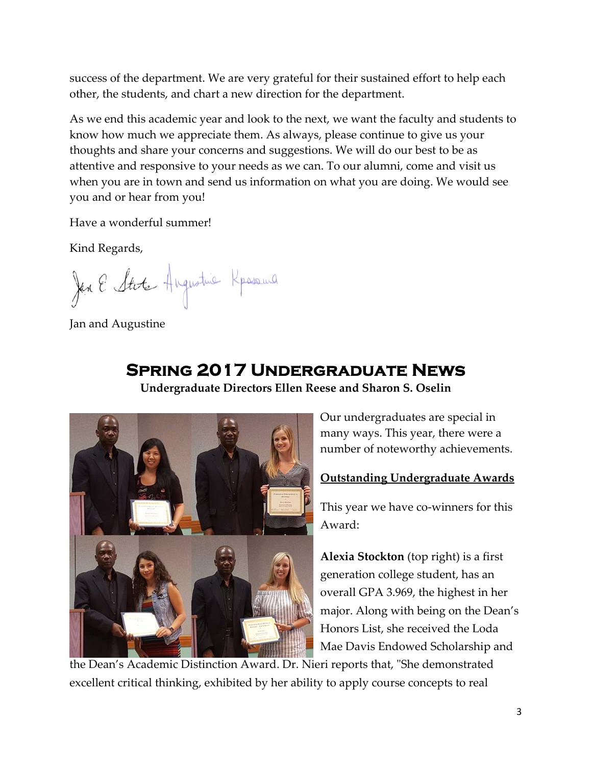success of the department. We are very grateful for their sustained effort to help each other, the students, and chart a new direction for the department.

As we end this academic year and look to the next, we want the faculty and students to know how much we appreciate them. As always, please continue to give us your thoughts and share your concerns and suggestions. We will do our best to be as attentive and responsive to your needs as we can. To our alumni, come and visit us when you are in town and send us information on what you are doing. We would see you and or hear from you!

Have a wonderful summer!

Kind Regards,

Jan E. Stets Augustine Kposowa

Jan and Augustine

# Spring 2017 Undergraduate News

**Undergraduate Directors Ellen Reese and Sharon S. Oselin**

Our undergraduates are special in many ways. This year, there were a number of noteworthy achievements.

**Outstanding Undergraduate Awards**

This year we have co-winners for this Award:

**Alexia Stockton** (top right) is a first generation college student, has an overall GPA 3.969, the highest in her major. Along with being on the Dean's Honors List, she received the Loda Mae Davis Endowed Scholarship and the Dean's Academic Distinction Award. Dr. Nieri reports that, "She demonstrated excellent critical thinking, exhibited by her ability to apply course concepts to real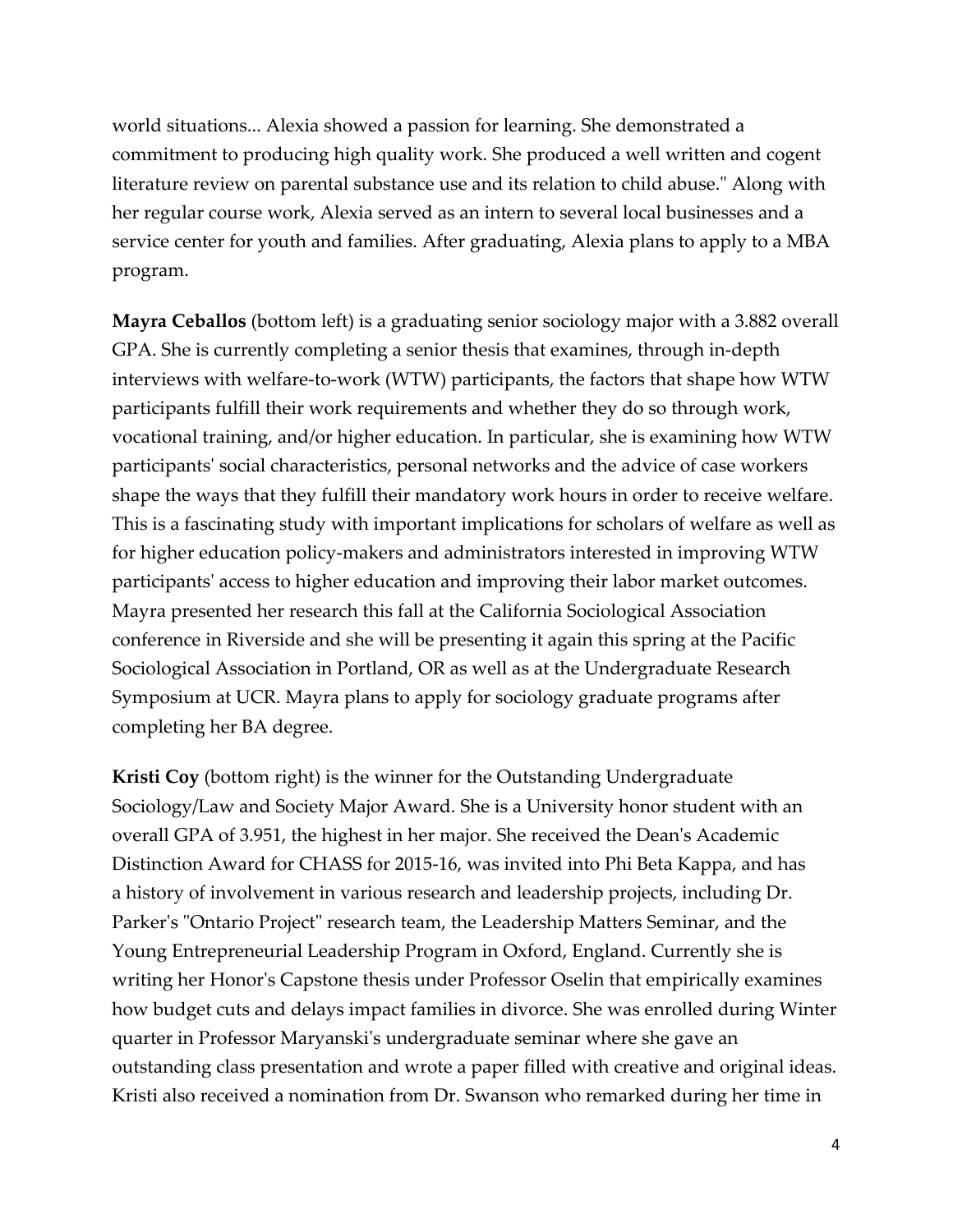world situations... Alexia showed a passion for learning. She demonstrated a commitment to producing high quality work. She produced a well written and cogent literature review on parental substance use and its relation to child abuse." Along with her regular course work, Alexia served as an intern to several local businesses and a service center for youth and families. After graduating, Alexia plans to apply to a MBA program.

**Mayra Ceballos** (bottom left) is a graduating senior sociology major with a 3.882 overall GPA. She is currently completing a senior thesis that examines, through in-depth interviews with welfare-to-work (WTW) participants, the factors that shape how WTW participants fulfill their work requirements and whether they do so through work, vocational training, and/or higher education. In particular, she is examining how WTW participants' social characteristics, personal networks and the advice of case workers shape the ways that they fulfill their mandatory work hours in order to receive welfare. This is a fascinating study with important implications for scholars of welfare as well as for higher education policy-makers and administrators interested in improving WTW participants' access to higher education and improving their labor market outcomes. Mayra presented her research this fall at the California Sociological Association conference in Riverside and she will be presenting it again this spring at the Pacific Sociological Association in Portland, OR as well as at the Undergraduate Research Symposium at UCR. Mayra plans to apply for sociology graduate programs after completing her BA degree.

**Kristi Coy** (bottom right) is the winner for the Outstanding Undergraduate Sociology/Law and Society Major Award. She is a University honor student with an overall GPA of 3.951, the highest in her major. She received the Dean's Academic Distinction Award for CHASS for 2015-16, was invited into Phi Beta Kappa, and has a history of involvement in various research and leadership projects, including Dr. Parker's "Ontario Project" research team, the Leadership Matters Seminar, and the Young Entrepreneurial Leadership Program in Oxford, England. Currently she is writing her Honor's Capstone thesis under Professor Oselin that empirically examines how budget cuts and delays impact families in divorce. She was enrolled during Winter quarter in Professor Maryanski's undergraduate seminar where she gave an outstanding class presentation and wrote a paper filled with creative and original ideas. Kristi also received a nomination from Dr. Swanson who remarked during her time in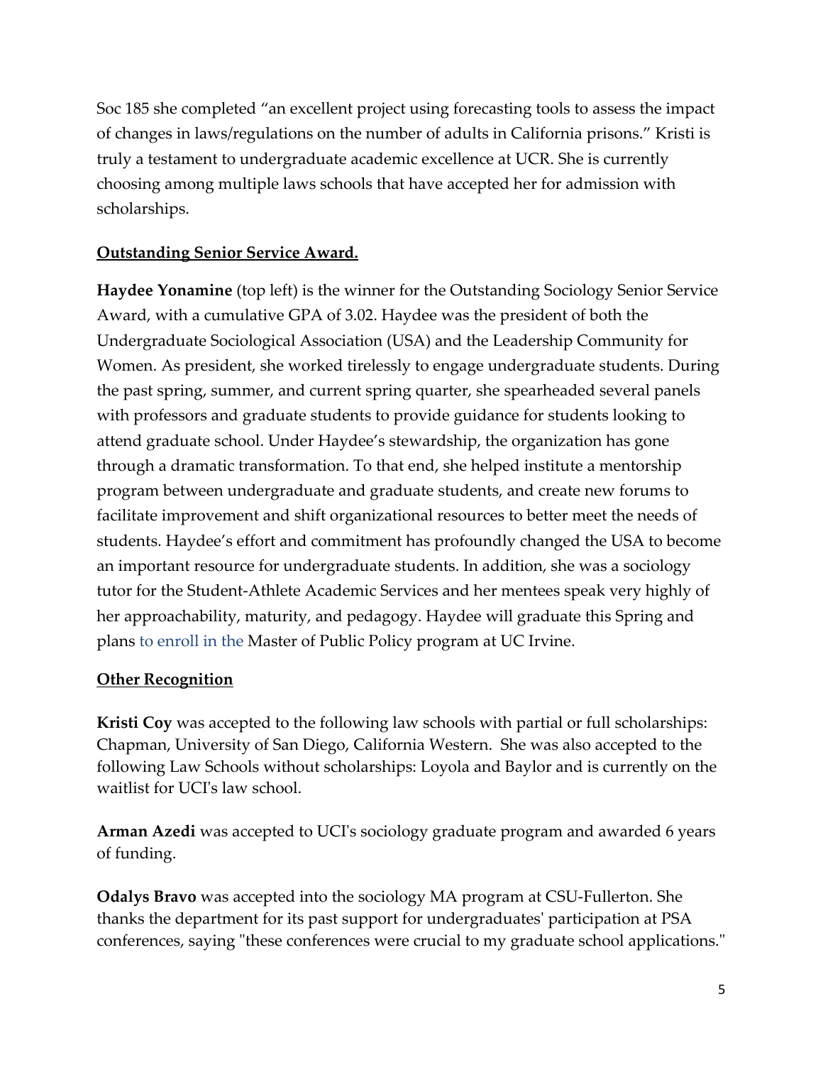Soc 185 she completed "an excellent project using forecasting tools to assess the impact of changes in laws/regulations on the number of adults in California prisons." Kristi is truly a testament to undergraduate academic excellence at UCR. She is currently choosing among multiple laws schools that have accepted her for admission with scholarships.

**Outstanding Senior Service Award.**

**Haydee Yonamine** (top left) is the winner for the Outstanding Sociology Senior Service Award, with a cumulative GPA of 3.02. Haydee was the president of both the Undergraduate Sociological Association (USA) and the Leadership Community for Women. As president, she worked tirelessly to engage undergraduate students. During the past spring, summer, and current spring quarter, she spearheaded several panels with professors and graduate students to provide guidance for students looking to attend graduate school. Under Haydee's stewardship, the organization has gone through a dramatic transformation. To that end, she helped institute a mentorship program between undergraduate and graduate students, and create new forums to facilitate improvement and shift organizational resources to better meet the needs of students. Haydee's effort and commitment has profoundly changed the USA to become an important resource for undergraduate students. In addition, she was a sociology tutor for the Student-Athlete Academic Services and her mentees speak very highly of her approachability, maturity, and pedagogy. Haydee will graduate this Spring and plans to enroll in the Master of Public Policy program at UC Irvine.

**Other Recognition**

**Kristi Coy** was accepted to the following law schools with partial or full scholarships: Chapman, University of San Diego, California Western. She was also accepted to the following Law Schools without scholarships: Loyola and Baylor and is currently on the waitlist for UCI's law school.

**Arman Azedi** was accepted to UCI's sociology graduate program and awarded 6 years of funding.

**Odalys Bravo** was accepted into the sociology MA program at CSU-Fullerton. She thanks the department for its past support for undergraduates' participation at PSA conferences, saying "these conferences were crucial to my graduate school applications."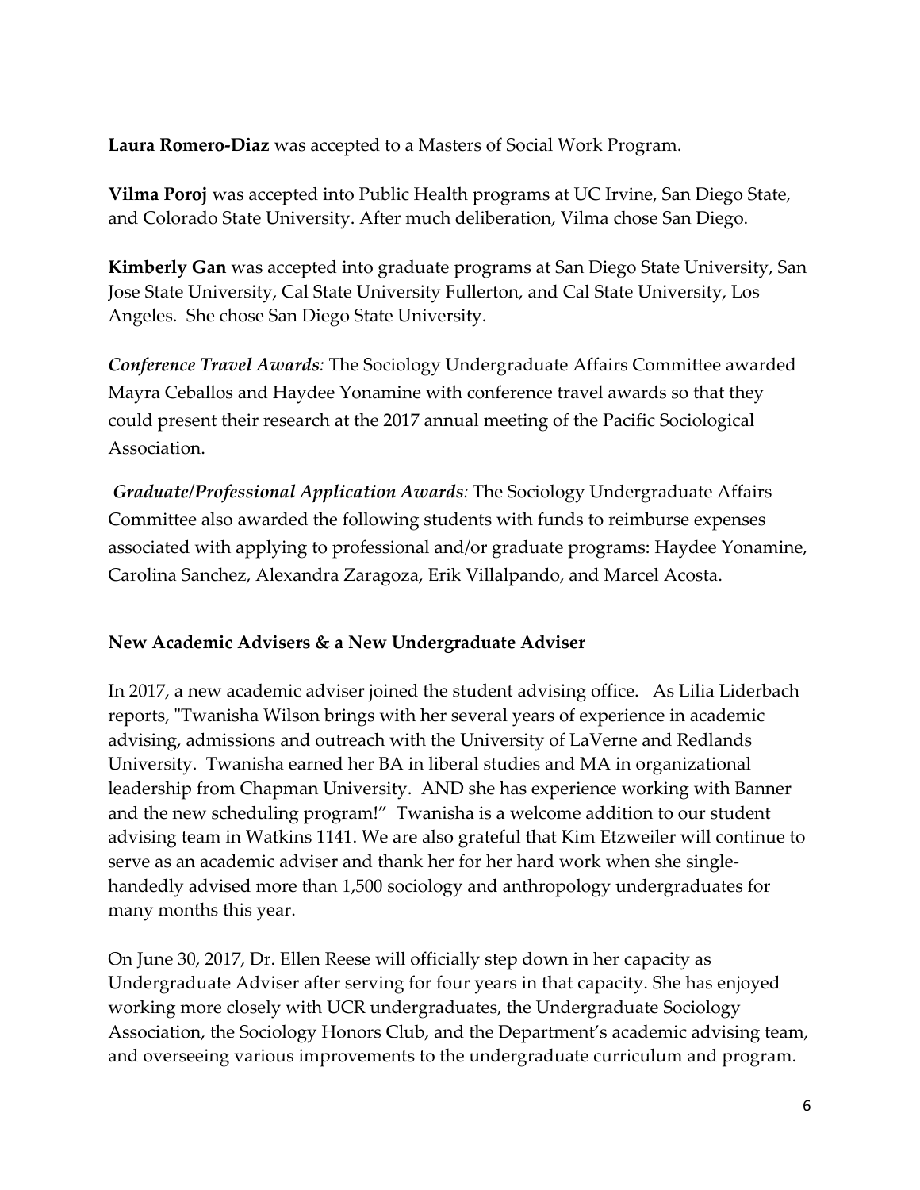**Laura Romero-Diaz** was accepted to a Masters of Social Work Program.

**Vilma Poroj** was accepted into Public Health programs at UC Irvine, San Diego State, and Colorado State University. After much deliberation, Vilma chose San Diego.

**Kimberly Gan** was accepted into graduate programs at San Diego State University, San Jose State University, Cal State University Fullerton, and Cal State University, Los Angeles. She chose San Diego State University.

***Conference Travel Awards**:* The Sociology Undergraduate Affairs Committee awarded Mayra Ceballos and Haydee Yonamine with conference travel awards so that they could present their research at the 2017 annual meeting of the Pacific Sociological Association.

***Graduate/Professional Application Awards**:* The Sociology Undergraduate Affairs Committee also awarded the following students with funds to reimburse expenses associated with applying to professional and/or graduate programs: Haydee Yonamine, Carolina Sanchez, Alexandra Zaragoza, Erik Villalpando, and Marcel Acosta.

**New Academic Advisers & a New Undergraduate Adviser**

In 2017, a new academic adviser joined the student advising office. As Lilia Liderbach reports, "Twanisha Wilson brings with her several years of experience in academic advising, admissions and outreach with the University of LaVerne and Redlands University. Twanisha earned her BA in liberal studies and MA in organizational leadership from Chapman University. AND she has experience working with Banner and the new scheduling program!" Twanisha is a welcome addition to our student advising team in Watkins 1141. We are also grateful that Kim Etzweiler will continue to serve as an academic adviser and thank her for her hard work when she single-handedly advised more than 1,500 sociology and anthropology undergraduates for many months this year.

On June 30, 2017, Dr. Ellen Reese will officially step down in her capacity as Undergraduate Adviser after serving for four years in that capacity. She has enjoyed working more closely with UCR undergraduates, the Undergraduate Sociology Association, the Sociology Honors Club, and the Department's academic advising team, and overseeing various improvements to the undergraduate curriculum and program.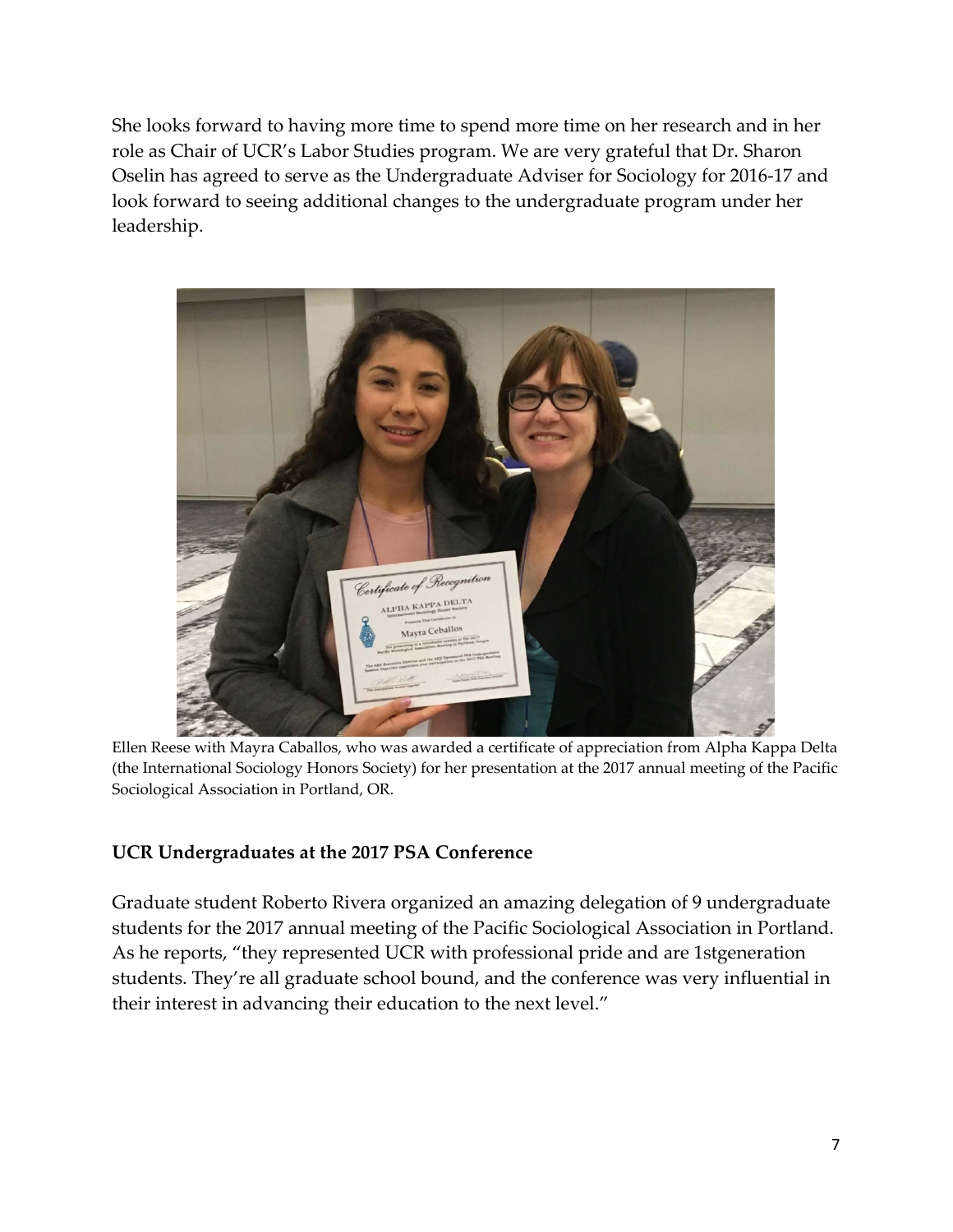She looks forward to having more time to spend more time on her research and in her role as Chair of UCR's Labor Studies program. We are very grateful that Dr. Sharon Oselin has agreed to serve as the Undergraduate Adviser for Sociology for 2016-17 and look forward to seeing additional changes to the undergraduate program under her leadership.

Ellen Reese with Mayra Caballos, who was awarded a certificate of appreciation from Alpha Kappa Delta (the International Sociology Honors Society) for her presentation at the 2017 annual meeting of the Pacific Sociological Association in Portland, OR.

**UCR Undergraduates at the 2017 PSA Conference**

Graduate student Roberto Rivera organized an amazing delegation of 9 undergraduate students for the 2017 annual meeting of the Pacific Sociological Association in Portland. As he reports, "they represented UCR with professional pride and are 1stgeneration students. They're all graduate school bound, and the conference was very influential in their interest in advancing their education to the next level."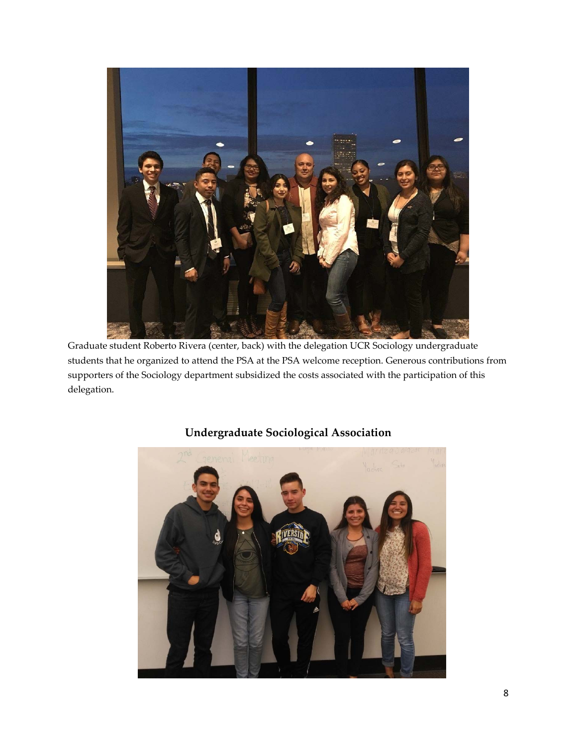Graduate student Roberto Rivera (center, back) with the delegation UCR Sociology undergraduate students that he organized to attend the PSA at the PSA welcome reception. Generous contributions from supporters of the Sociology department subsidized the costs associated with the participation of this delegation.

## Undergraduate Sociological Association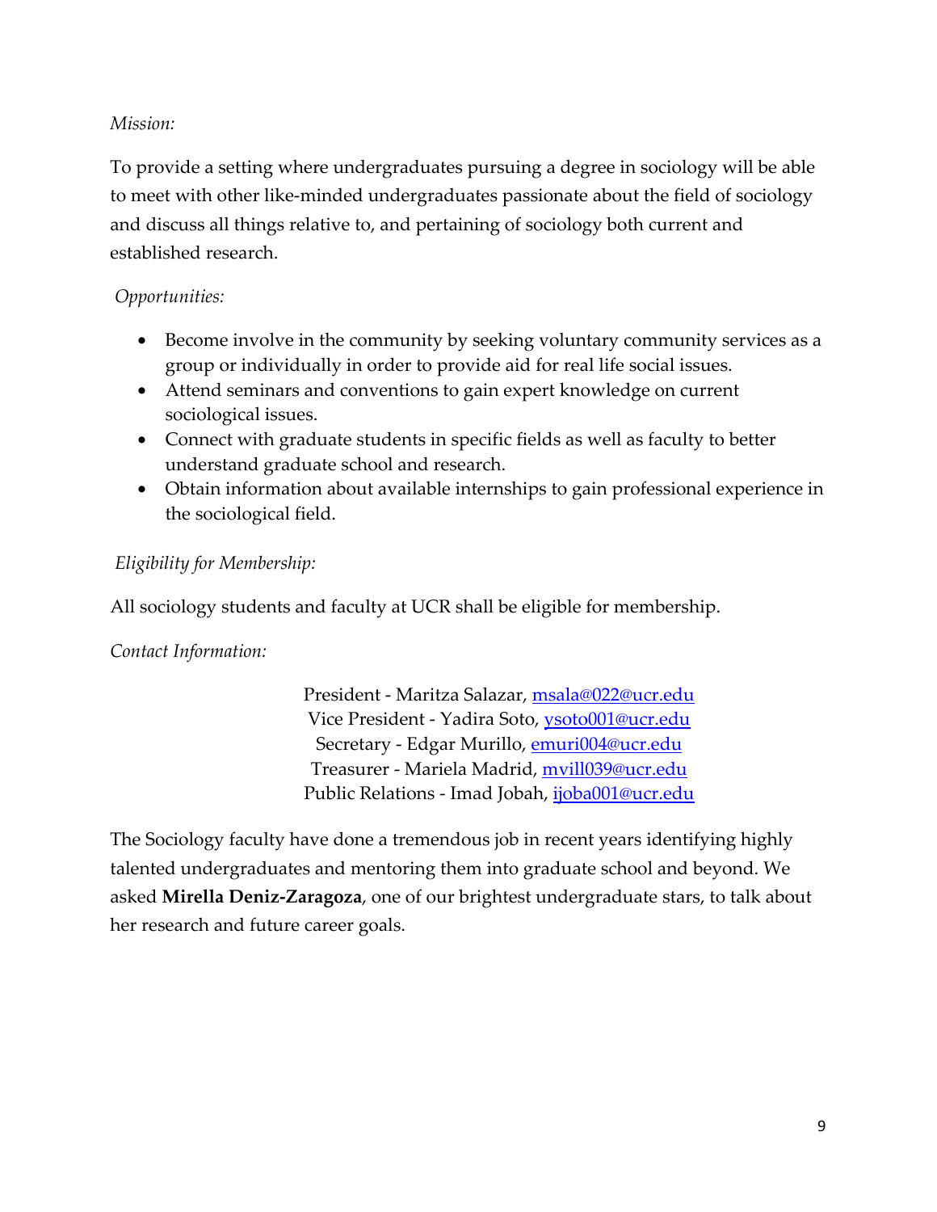*Mission:*

To provide a setting where undergraduates pursuing a degree in sociology will be able to meet with other like-minded undergraduates passionate about the field of sociology and discuss all things relative to, and pertaining of sociology both current and established research.

*Opportunities:*

- Become involve in the community by seeking voluntary community services as a group or individually in order to provide aid for real life social issues.
- Attend seminars and conventions to gain expert knowledge on current sociological issues.
- Connect with graduate students in specific fields as well as faculty to better understand graduate school and research.
- Obtain information about available internships to gain professional experience in the sociological field.

*Eligibility for Membership:*

All sociology students and faculty at UCR shall be eligible for membership.

*Contact Information:*

President - Maritza Salazar, msala@022@ucr.edu
Vice President - Yadira Soto, ysoto001@ucr.edu
Secretary - Edgar Murillo, emuri004@ucr.edu
Treasurer - Mariela Madrid, mvill039@ucr.edu
Public Relations - Imad Jobah, ijoba001@ucr.edu

The Sociology faculty have done a tremendous job in recent years identifying highly talented undergraduates and mentoring them into graduate school and beyond. We asked **Mirella Deniz-Zaragoza**, one of our brightest undergraduate stars, to talk about her research and future career goals.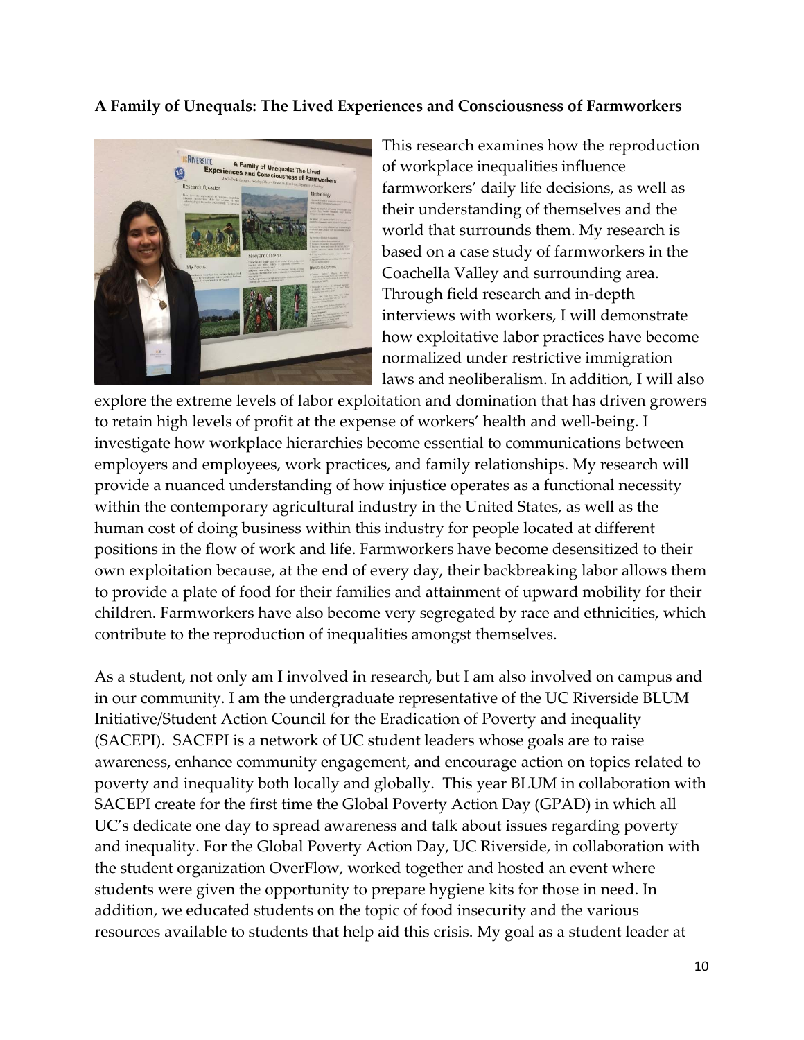**A Family of Unequals: The Lived Experiences and Consciousness of Farmworkers**

This research examines how the reproduction of workplace inequalities influence farmworkers' daily life decisions, as well as their understanding of themselves and the world that surrounds them. My research is based on a case study of farmworkers in the Coachella Valley and surrounding area. Through field research and in-depth interviews with workers, I will demonstrate how exploitative labor practices have become normalized under restrictive immigration laws and neoliberalism. In addition, I will also explore the extreme levels of labor exploitation and domination that has driven growers to retain high levels of profit at the expense of workers' health and well-being. I investigate how workplace hierarchies become essential to communications between employers and employees, work practices, and family relationships. My research will provide a nuanced understanding of how injustice operates as a functional necessity within the contemporary agricultural industry in the United States, as well as the human cost of doing business within this industry for people located at different positions in the flow of work and life. Farmworkers have become desensitized to their own exploitation because, at the end of every day, their backbreaking labor allows them to provide a plate of food for their families and attainment of upward mobility for their children. Farmworkers have also become very segregated by race and ethnicities, which contribute to the reproduction of inequalities amongst themselves.

As a student, not only am I involved in research, but I am also involved on campus and in our community. I am the undergraduate representative of the UC Riverside BLUM Initiative/Student Action Council for the Eradication of Poverty and inequality (SACEPI). SACEPI is a network of UC student leaders whose goals are to raise awareness, enhance community engagement, and encourage action on topics related to poverty and inequality both locally and globally. This year BLUM in collaboration with SACEPI create for the first time the Global Poverty Action Day (GPAD) in which all UC's dedicate one day to spread awareness and talk about issues regarding poverty and inequality. For the Global Poverty Action Day, UC Riverside, in collaboration with the student organization OverFlow, worked together and hosted an event where students were given the opportunity to prepare hygiene kits for those in need. In addition, we educated students on the topic of food insecurity and the various resources available to students that help aid this crisis. My goal as a student leader at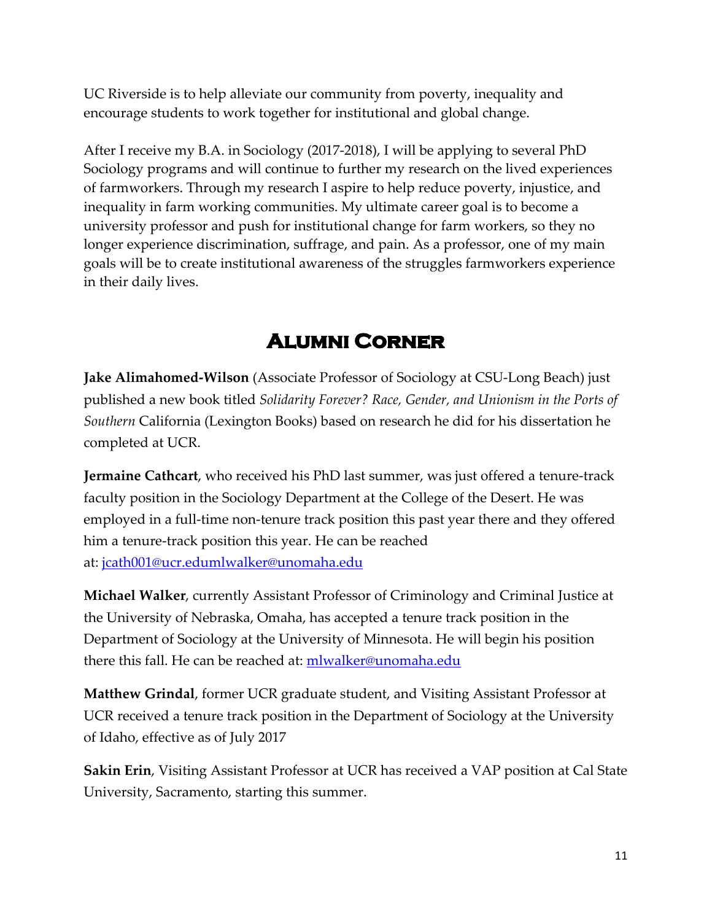UC Riverside is to help alleviate our community from poverty, inequality and encourage students to work together for institutional and global change.

After I receive my B.A. in Sociology (2017-2018), I will be applying to several PhD Sociology programs and will continue to further my research on the lived experiences of farmworkers. Through my research I aspire to help reduce poverty, injustice, and inequality in farm working communities. My ultimate career goal is to become a university professor and push for institutional change for farm workers, so they no longer experience discrimination, suffrage, and pain. As a professor, one of my main goals will be to create institutional awareness of the struggles farmworkers experience in their daily lives.

# Alumni Corner

**Jake Alimahomed-Wilson** (Associate Professor of Sociology at CSU-Long Beach) just published a new book titled *Solidarity Forever? Race, Gender, and Unionism in the Ports of Southern* California (Lexington Books) based on research he did for his dissertation he completed at UCR.

**Jermaine Cathcart**, who received his PhD last summer, was just offered a tenure-track faculty position in the Sociology Department at the College of the Desert. He was employed in a full-time non-tenure track position this past year there and they offered him a tenure-track position this year. He can be reached at: jcath001@ucr.edumlwalker@unomaha.edu

**Michael Walker**, currently Assistant Professor of Criminology and Criminal Justice at the University of Nebraska, Omaha, has accepted a tenure track position in the Department of Sociology at the University of Minnesota. He will begin his position there this fall. He can be reached at: mlwalker@unomaha.edu

**Matthew Grindal**, former UCR graduate student, and Visiting Assistant Professor at UCR received a tenure track position in the Department of Sociology at the University of Idaho, effective as of July 2017

**Sakin Erin**, Visiting Assistant Professor at UCR has received a VAP position at Cal State University, Sacramento, starting this summer.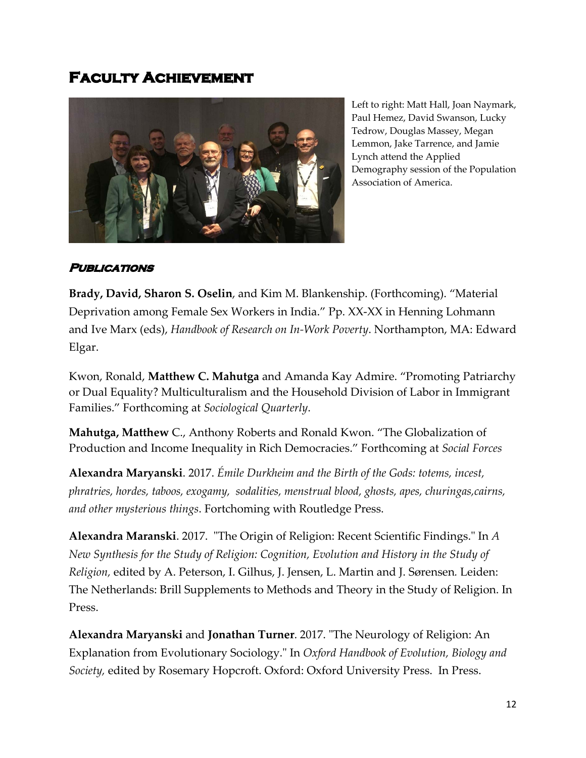# Faculty Achievement

Left to right: Matt Hall, Joan Naymark, Paul Hemez, David Swanson, Lucky Tedrow, Douglas Massey, Megan Lemmon, Jake Tarrence, and Jamie Lynch attend the Applied Demography session of the Population Association of America.

### *Publications*

**Brady, David, Sharon S. Oselin**, and Kim M. Blankenship. (Forthcoming). "Material Deprivation among Female Sex Workers in India." Pp. XX-XX in Henning Lohmann and Ive Marx (eds), *Handbook of Research on In-Work Poverty*. Northampton, MA: Edward Elgar.

Kwon, Ronald, **Matthew C. Mahutga** and Amanda Kay Admire. "Promoting Patriarchy or Dual Equality? Multiculturalism and the Household Division of Labor in Immigrant Families." Forthcoming at *Sociological Quarterly*.

**Mahutga, Matthew** C., Anthony Roberts and Ronald Kwon. "The Globalization of Production and Income Inequality in Rich Democracies." Forthcoming at *Social Forces*

**Alexandra Maryanski**. 2017. *Émile Durkheim and the Birth of the Gods: totems, incest, phratries, hordes, taboos, exogamy, sodalities, menstrual blood, ghosts, apes, churingas,cairns, and other mysterious things*. Fortchoming with Routledge Press.

**Alexandra Maranski**. 2017. "The Origin of Religion: Recent Scientific Findings." In *A New Synthesis for the Study of Religion: Cognition, Evolution and History in the Study of Religion,* edited by A. Peterson, I. Gilhus, J. Jensen, L. Martin and J. Sørensen. Leiden: The Netherlands: Brill Supplements to Methods and Theory in the Study of Religion. In Press.

**Alexandra Maryanski** and **Jonathan Turner**. 2017. "The Neurology of Religion: An Explanation from Evolutionary Sociology." In *Oxford Handbook of Evolution, Biology and Society,* edited by Rosemary Hopcroft. Oxford: Oxford University Press. In Press.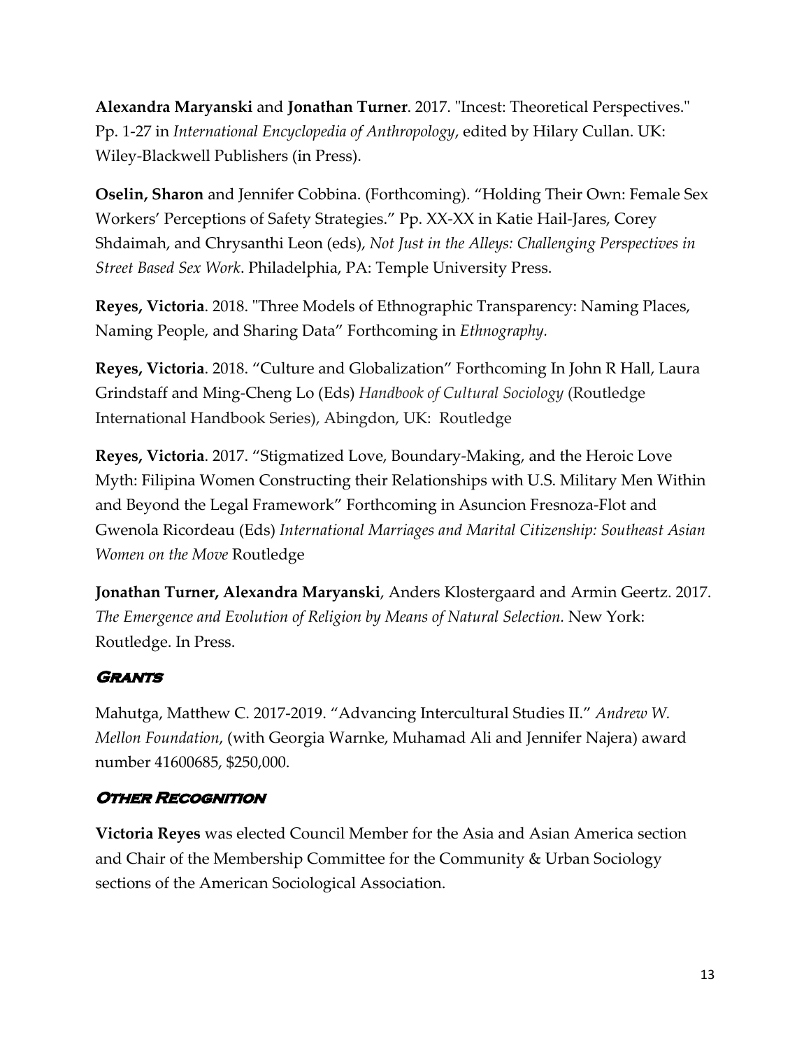**Alexandra Maryanski** and **Jonathan Turner**. 2017. "Incest: Theoretical Perspectives." Pp. 1-27 in *International Encyclopedia of Anthropology*, edited by Hilary Cullan. UK: Wiley-Blackwell Publishers (in Press).

**Oselin, Sharon** and Jennifer Cobbina. (Forthcoming). "Holding Their Own: Female Sex Workers' Perceptions of Safety Strategies." Pp. XX-XX in Katie Hail-Jares, Corey Shdaimah, and Chrysanthi Leon (eds), *Not Just in the Alleys: Challenging Perspectives in Street Based Sex Work*. Philadelphia, PA: Temple University Press.

**Reyes, Victoria**. 2018. "Three Models of Ethnographic Transparency: Naming Places, Naming People, and Sharing Data" Forthcoming in *Ethnography.*

**Reyes, Victoria**. 2018. "Culture and Globalization" Forthcoming In John R Hall, Laura Grindstaff and Ming-Cheng Lo (Eds) *Handbook of Cultural Sociology* (Routledge International Handbook Series), Abingdon, UK: Routledge

**Reyes, Victoria**. 2017. "Stigmatized Love, Boundary-Making, and the Heroic Love Myth: Filipina Women Constructing their Relationships with U.S. Military Men Within and Beyond the Legal Framework" Forthcoming in Asuncion Fresnoza-Flot and Gwenola Ricordeau (Eds) *International Marriages and Marital Citizenship: Southeast Asian Women on the Move* Routledge

**Jonathan Turner, Alexandra Maryanski**, Anders Klostergaard and Armin Geertz. 2017. *The Emergence and Evolution of Religion by Means of Natural Selection.* New York: Routledge. In Press.

### Grants

Mahutga, Matthew C. 2017-2019. "Advancing Intercultural Studies II." *Andrew W. Mellon Foundation*, (with Georgia Warnke, Muhamad Ali and Jennifer Najera) award number 41600685, $250,000.

### Other Recognition

**Victoria Reyes** was elected Council Member for the Asia and Asian America section and Chair of the Membership Committee for the Community & Urban Sociology sections of the American Sociological Association.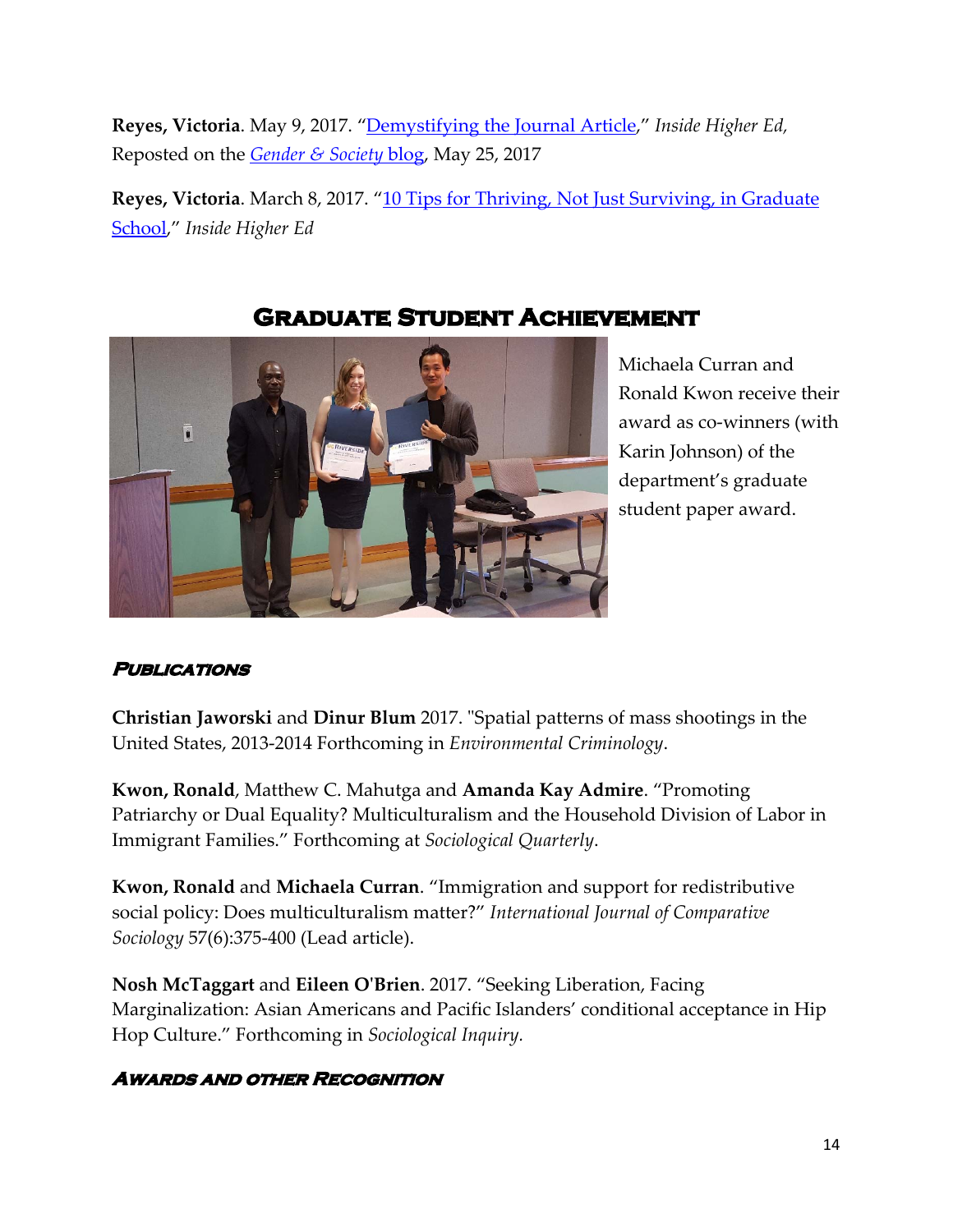**Reyes, Victoria**. May 9, 2017. "[Demystifying the Journal Article]," *Inside Higher Ed*, Reposted on the *[Gender & Society]* [blog], May 25, 2017

**Reyes, Victoria**. March 8, 2017. "[10 Tips for Thriving, Not Just Surviving, in Graduate School]," *Inside Higher Ed*

## Graduate Student Achievement

Michaela Curran and Ronald Kwon receive their award as co-winners (with Karin Johnson) of the department's graduate student paper award.

### *Publications*

**Christian Jaworski** and **Dinur Blum** 2017. "Spatial patterns of mass shootings in the United States, 2013-2014 Forthcoming in *Environmental Criminology*.

**Kwon, Ronald**, Matthew C. Mahutga and **Amanda Kay Admire**. "Promoting Patriarchy or Dual Equality? Multiculturalism and the Household Division of Labor in Immigrant Families." Forthcoming at *Sociological Quarterly*.

**Kwon, Ronald** and **Michaela Curran**. "Immigration and support for redistributive social policy: Does multiculturalism matter?" *International Journal of Comparative Sociology* 57(6):375-400 (Lead article).

**Nosh McTaggart** and **Eileen O'Brien**. 2017. "Seeking Liberation, Facing Marginalization: Asian Americans and Pacific Islanders' conditional acceptance in Hip Hop Culture." Forthcoming in *Sociological Inquiry*.

### *Awards and other Recognition*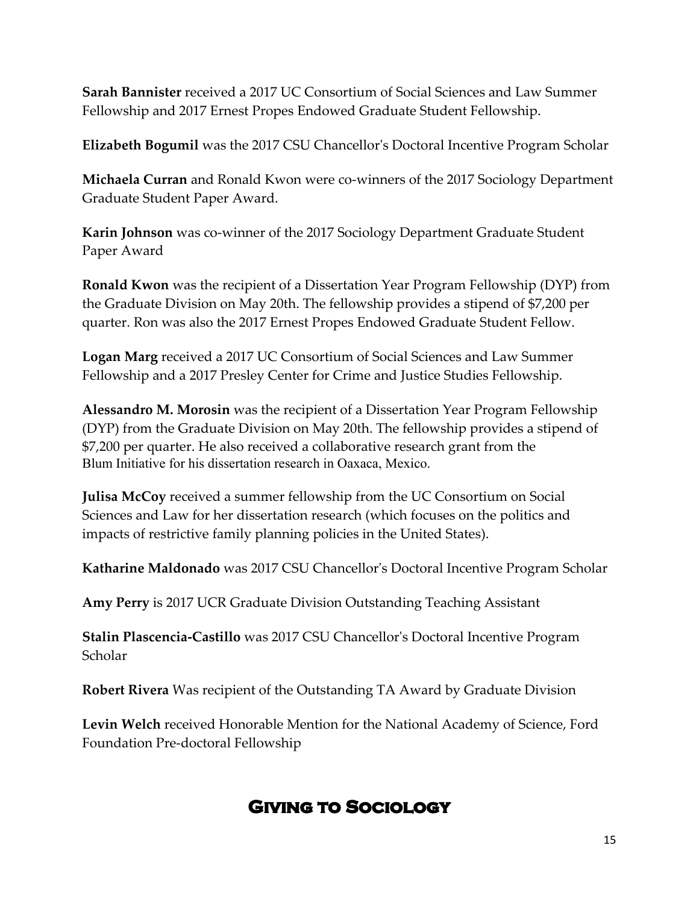**Sarah Bannister** received a 2017 UC Consortium of Social Sciences and Law Summer Fellowship and 2017 Ernest Propes Endowed Graduate Student Fellowship.

**Elizabeth Bogumil** was the 2017 CSU Chancellor's Doctoral Incentive Program Scholar

**Michaela Curran** and Ronald Kwon were co-winners of the 2017 Sociology Department Graduate Student Paper Award.

**Karin Johnson** was co-winner of the 2017 Sociology Department Graduate Student Paper Award

**Ronald Kwon** was the recipient of a Dissertation Year Program Fellowship (DYP) from the Graduate Division on May 20th. The fellowship provides a stipend of $7,200 per quarter. Ron was also the 2017 Ernest Propes Endowed Graduate Student Fellow.

**Logan Marg** received a 2017 UC Consortium of Social Sciences and Law Summer Fellowship and a 2017 Presley Center for Crime and Justice Studies Fellowship.

**Alessandro M. Morosin** was the recipient of a Dissertation Year Program Fellowship (DYP) from the Graduate Division on May 20th. The fellowship provides a stipend of $7,200 per quarter. He also received a collaborative research grant from the Blum Initiative for his dissertation research in Oaxaca, Mexico.

**Julisa McCoy** received a summer fellowship from the UC Consortium on Social Sciences and Law for her dissertation research (which focuses on the politics and impacts of restrictive family planning policies in the United States).

**Katharine Maldonado** was 2017 CSU Chancellor's Doctoral Incentive Program Scholar

**Amy Perry** is 2017 UCR Graduate Division Outstanding Teaching Assistant

**Stalin Plascencia-Castillo** was 2017 CSU Chancellor's Doctoral Incentive Program Scholar

**Robert Rivera** Was recipient of the Outstanding TA Award by Graduate Division

**Levin Welch** received Honorable Mention for the National Academy of Science, Ford Foundation Pre-doctoral Fellowship

## Giving to Sociology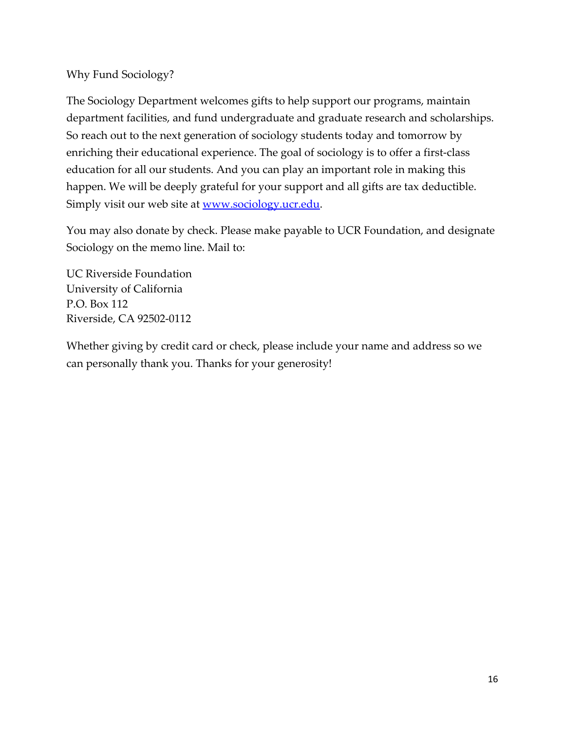Why Fund Sociology?

The Sociology Department welcomes gifts to help support our programs, maintain department facilities, and fund undergraduate and graduate research and scholarships. So reach out to the next generation of sociology students today and tomorrow by enriching their educational experience. The goal of sociology is to offer a first-class education for all our students. And you can play an important role in making this happen. We will be deeply grateful for your support and all gifts are tax deductible. Simply visit our web site at [www.sociology.ucr.edu](www.sociology.ucr.edu).

You may also donate by check. Please make payable to UCR Foundation, and designate Sociology on the memo line. Mail to:

UC Riverside Foundation
University of California
P.O. Box 112
Riverside, CA 92502-0112

Whether giving by credit card or check, please include your name and address so we can personally thank you. Thanks for your generosity!